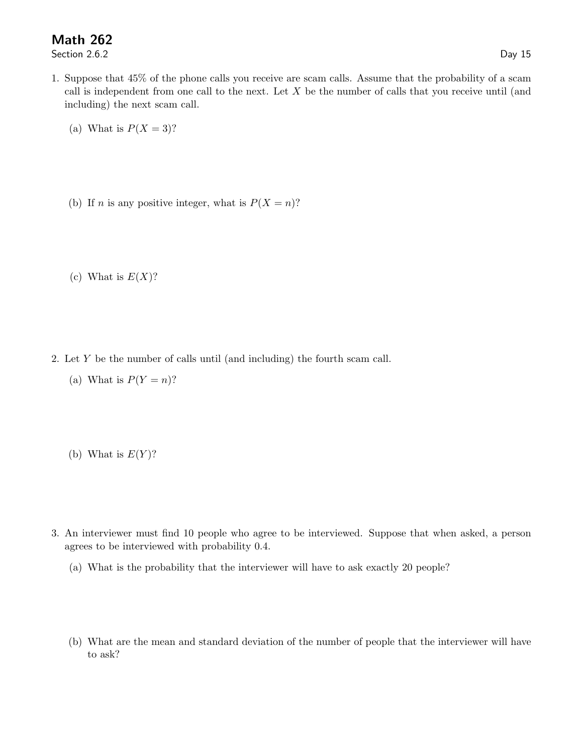# Math 262

Section 2.6.2

Day 15

1. Suppose that 45% of the phone calls you receive are scam calls. Assume that the probability of a scam call is independent from one call to the next. Let $X$ be the number of calls that you receive until (and including) the next scam call.

   (a) What is $P(X = 3)$?

   (b) If $n$ is any positive integer, what is $P(X = n)$?

   (c) What is $E(X)$?

2. Let $Y$ be the number of calls until (and including) the fourth scam call.

   (a) What is $P(Y = n)$?

   (b) What is $E(Y)$?

3. An interviewer must find 10 people who agree to be interviewed. Suppose that when asked, a person agrees to be interviewed with probability 0.4.

   (a) What is the probability that the interviewer will have to ask exactly 20 people?

   (b) What are the mean and standard deviation of the number of people that the interviewer will have to ask?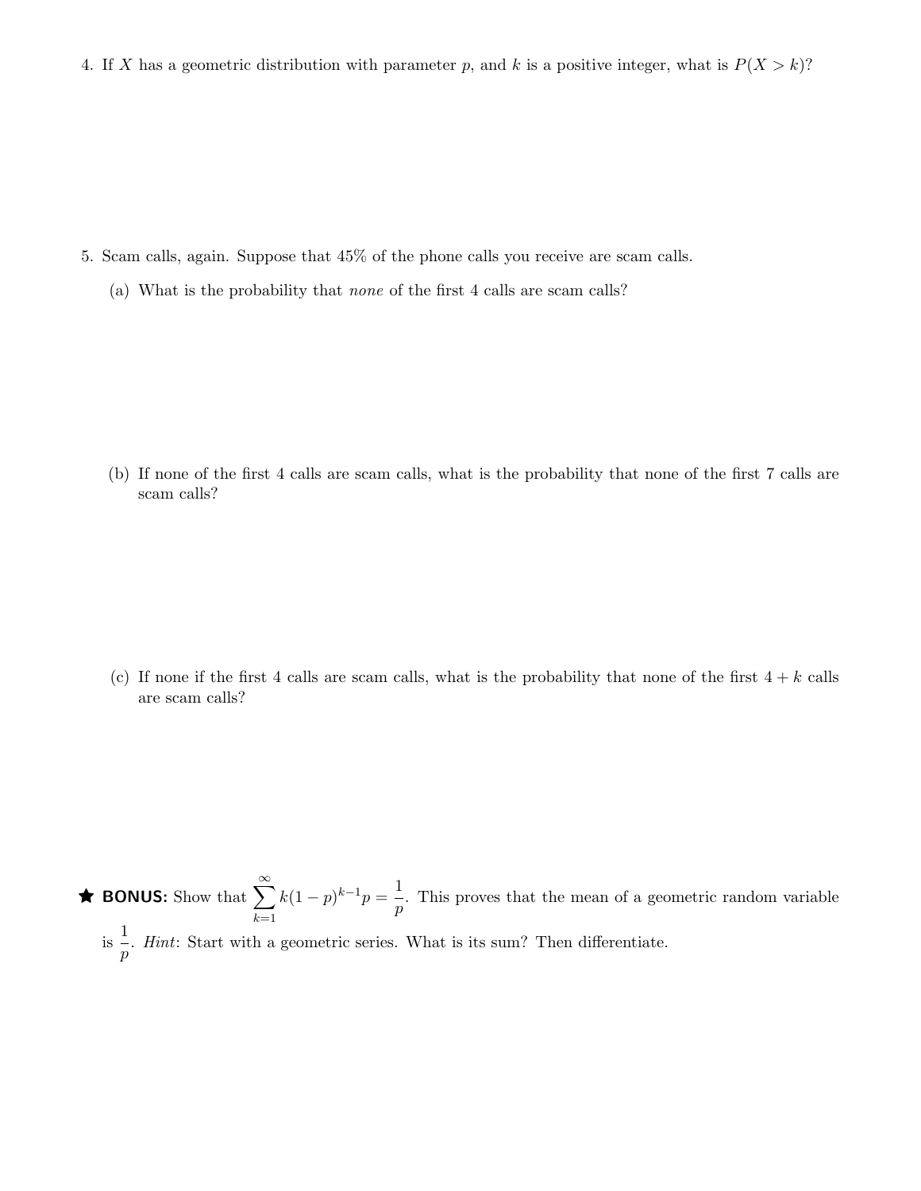4. If $X$ has a geometric distribution with parameter $p$, and $k$ is a positive integer, what is $P(X > k)$?

5. Scam calls, again. Suppose that 45% of the phone calls you receive are scam calls.

   (a) What is the probability that *none* of the first 4 calls are scam calls?

   (b) If none of the first 4 calls are scam calls, what is the probability that none of the first 7 calls are scam calls?

   (c) If none if the first 4 calls are scam calls, what is the probability that none of the first $4 + k$ calls are scam calls?

★ **BONUS:** Show that $\sum_{k=1}^{\infty} k(1-p)^{k-1}p = \frac{1}{p}$. This proves that the mean of a geometric random variable is $\frac{1}{p}$. *Hint*: Start with a geometric series. What is its sum? Then differentiate.